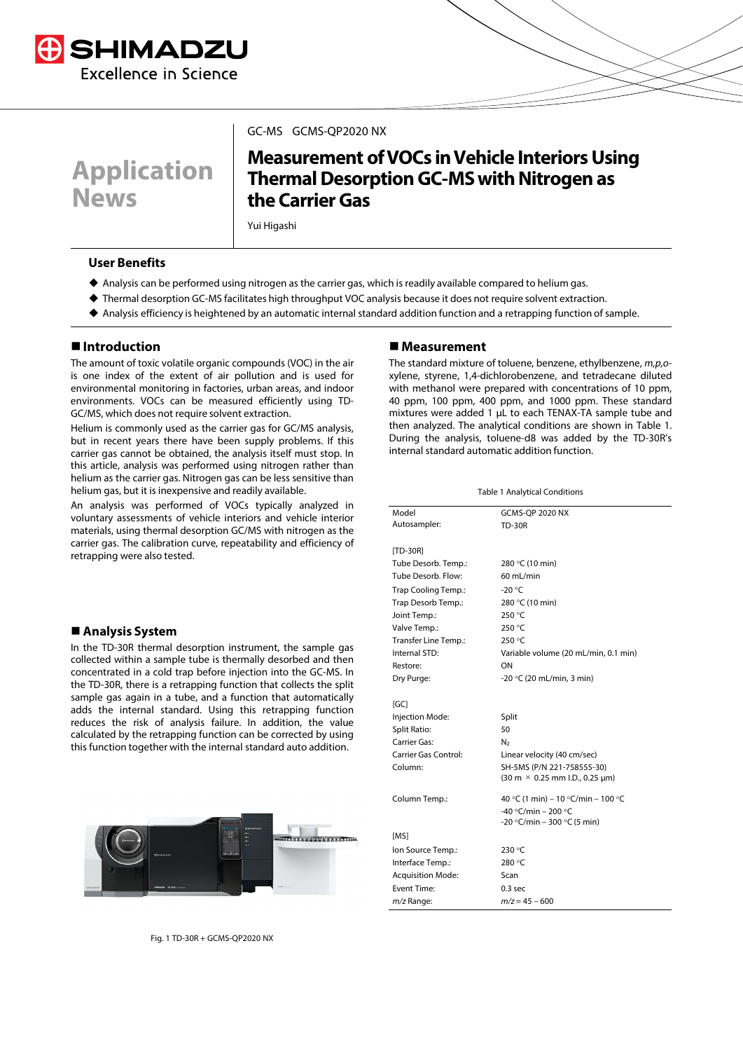SHIMADZU
Excellence in Science

# Application News

GC-MS GCMS-QP2020 NX

## Measurement of VOCs in Vehicle Interiors Using Thermal Desorption GC-MS with Nitrogen as the Carrier Gas

Yui Higashi

### User Benefits

- Analysis can be performed using nitrogen as the carrier gas, which is readily available compared to helium gas.
- Thermal desorption GC-MS facilitates high throughput VOC analysis because it does not require solvent extraction.
- Analysis efficiency is heightened by an automatic internal standard addition function and a retrapping function of sample.

### ■ Introduction

The amount of toxic volatile organic compounds (VOC) in the air is one index of the extent of air pollution and is used for environmental monitoring in factories, urban areas, and indoor environments. VOCs can be measured efficiently using TD-GC/MS, which does not require solvent extraction.

Helium is commonly used as the carrier gas for GC/MS analysis, but in recent years there have been supply problems. If this carrier gas cannot be obtained, the analysis itself must stop. In this article, analysis was performed using nitrogen rather than helium as the carrier gas. Nitrogen gas can be less sensitive than helium gas, but it is inexpensive and readily available.

An analysis was performed of VOCs typically analyzed in voluntary assessments of vehicle interiors and vehicle interior materials, using thermal desorption GC/MS with nitrogen as the carrier gas. The calibration curve, repeatability and efficiency of retrapping were also tested.

### ■ Analysis System

In the TD-30R thermal desorption instrument, the sample gas collected within a sample tube is thermally desorbed and then concentrated in a cold trap before injection into the GC-MS. In the TD-30R, there is a retrapping function that collects the split sample gas again in a tube, and a function that automatically adds the internal standard. Using this retrapping function reduces the risk of analysis failure. In addition, the value calculated by the retrapping function can be corrected by using this function together with the internal standard auto addition.

Fig. 1 TD-30R + GCMS-QP2020 NX

### ■ Measurement

The standard mixture of toluene, benzene, ethylbenzene, *m,p,o*-xylene, styrene, 1,4-dichlorobenzene, and tetradecane diluted with methanol were prepared with concentrations of 10 ppm, 40 ppm, 100 ppm, 400 ppm, and 1000 ppm. These standard mixtures were added 1 µL to each TENAX-TA sample tube and then analyzed. The analytical conditions are shown in Table 1. During the analysis, toluene-d8 was added by the TD-30R's internal standard automatic addition function.

Table 1 Analytical Conditions

| | |
|---|---|
| Model | GCMS-QP 2020 NX |
| Autosampler: | TD-30R |
| **[TD-30R]** | |
| Tube Desorb. Temp.: | 280 °C (10 min) |
| Tube Desorb. Flow: | 60 mL/min |
| Trap Cooling Temp.: | -20 °C |
| Trap Desorb Temp.: | 280 °C (10 min) |
| Joint Temp.: | 250 °C |
| Valve Temp.: | 250 °C |
| Transfer Line Temp.: | 250 °C |
| Internal STD: | Variable volume (20 mL/min, 0.1 min) |
| Restore: | ON |
| Dry Purge: | -20 °C (20 mL/min, 3 min) |
| **[GC]** | |
| Injection Mode: | Split |
| Split Ratio: | 50 |
| Carrier Gas: | $N_2$ |
| Carrier Gas Control: | Linear velocity (40 cm/sec) |
| Column: | SH-5MS (P/N 221-758555-30) (30 m × 0.25 mm I.D., 0.25 µm) |
| Column Temp.: | 40 °C (1 min) – 10 °C/min – 100 °C -40 °C/min – 200 °C -20 °C/min – 300 °C (5 min) |
| **[MS]** | |
| Ion Source Temp.: | 230 °C |
| Interface Temp.: | 280 °C |
| Acquisition Mode: | Scan |
| Event Time: | 0.3 sec |
| *m/z* Range: | *m/z* = 45 – 600 |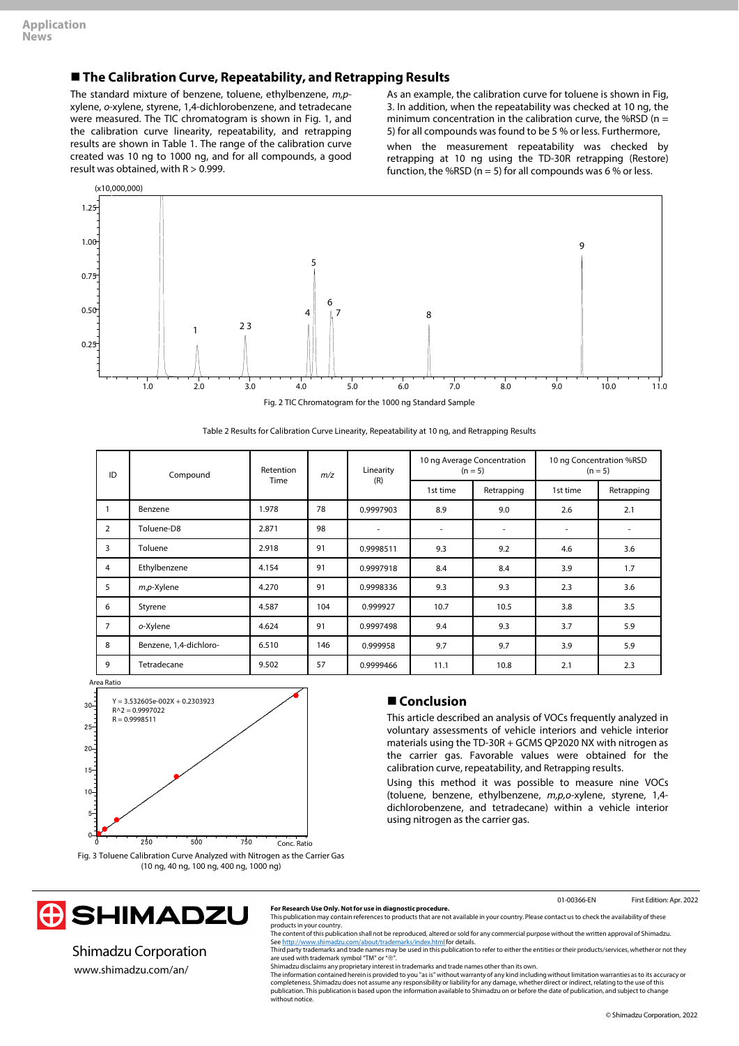## ■ The Calibration Curve, Repeatability, and Retrapping Results

The standard mixture of benzene, toluene, ethylbenzene, *m,p*-xylene, *o*-xylene, styrene, 1,4-dichlorobenzene, and tetradecane were measured. The TIC chromatogram is shown in Fig. 1, and the calibration curve linearity, repeatability, and retrapping results are shown in Table 1. The range of the calibration curve created was 10 ng to 1000 ng, and for all compounds, a good result was obtained, with R > 0.999.

As an example, the calibration curve for toluene is shown in Fig, 3. In addition, when the repeatability was checked at 10 ng, the minimum concentration in the calibration curve, the %RSD (n = 5) for all compounds was found to be 5 % or less. Furthermore, when the measurement repeatability was checked by retrapping at 10 ng using the TD-30R retrapping (Restore) function, the %RSD (n = 5) for all compounds was 6 % or less.

(x10,000,000)
1.25
1.00
0.75
0.50
0.25
1
2 3
4
5
6 7
8
9
1.0 2.0 3.0 4.0 5.0 6.0 7.0 8.0 9.0 10.0 11.0

Fig. 2 TIC Chromatogram for the 1000 ng Standard Sample

Table 2 Results for Calibration Curve Linearity, Repeatability at 10 ng, and Retrapping Results

| ID | Compound | Retention Time | *m/z* | Linearity (R) | 10 ng Average Concentration (n = 5) | | 10 ng Concentration %RSD (n = 5) | |
|---|---|---|---|---|---|---|---|---|
| | | | | | 1st time | Retrapping | 1st time | Retrapping |
| 1 | Benzene | 1.978 | 78 | 0.9997903 | 8.9 | 9.0 | 2.6 | 2.1 |
| 2 | Toluene-D8 | 2.871 | 98 | - | - | - | - | - |
| 3 | Toluene | 2.918 | 91 | 0.9998511 | 9.3 | 9.2 | 4.6 | 3.6 |
| 4 | Ethylbenzene | 4.154 | 91 | 0.9997918 | 8.4 | 8.4 | 3.9 | 1.7 |
| 5 | *m,p*-Xylene | 4.270 | 91 | 0.9998336 | 9.3 | 9.3 | 2.3 | 3.6 |
| 6 | Styrene | 4.587 | 104 | 0.999927 | 10.7 | 10.5 | 3.8 | 3.5 |
| 7 | *o*-Xylene | 4.624 | 91 | 0.9997498 | 9.4 | 9.3 | 3.7 | 5.9 |
| 8 | Benzene, 1,4-dichloro- | 6.510 | 146 | 0.999958 | 9.7 | 9.7 | 3.9 | 5.9 |
| 9 | Tetradecane | 9.502 | 57 | 0.9999466 | 11.1 | 10.8 | 2.1 | 2.3 |

Area Ratio
Y = 3.532605e-002X + 0.2303923
R^2 = 0.9997022
R = 0.9998511
30
25
20
15
10
5
0
0 250 500 750 Conc. Ratio

Fig. 3 Toluene Calibration Curve Analyzed with Nitrogen as the Carrier Gas
(10 ng, 40 ng, 100 ng, 400 ng, 1000 ng)

## ■ Conclusion

This article described an analysis of VOCs frequently analyzed in voluntary assessments of vehicle interiors and vehicle interior materials using the TD-30R + GCMS QP2020 NX with nitrogen as the carrier gas. Favorable values were obtained for the calibration curve, repeatability, and Retrapping results.

Using this method it was possible to measure nine VOCs (toluene, benzene, ethylbenzene, *m,p,o*-xylene, styrene, 1,4-dichlorobenzene, and tetradecane) within a vehicle interior using nitrogen as the carrier gas.

SHIMADZU

Shimadzu Corporation
www.shimadzu.com/an/

01-00366-EN First Edition: Apr. 2022

**For Research Use Only. Not for use in diagnostic procedure.**
This publication may contain references to products that are not available in your country. Please contact us to check the availability of these products in your country.
The content of this publication shall not be reproduced, altered or sold for any commercial purpose without the written approval of Shimadzu.
See http://www.shimadzu.com/about/trademarks/index.html for details.
Third party trademarks and trade names may be used in this publication to refer to either the entities or their products/services, whether or not they are used with trademark symbol "TM" or "®".
Shimadzu disclaims any proprietary interest in trademarks and trade names other than its own.
The information contained herein is provided to you "as is" without warranty of any kind including without limitation warranties as to its accuracy or completeness. Shimadzu does not assume any responsibility or liability for any damage, whether direct or indirect, relating to the use of this publication. This publication is based upon the information available to Shimadzu on or before the date of publication, and subject to change without notice.

© Shimadzu Corporation, 2022